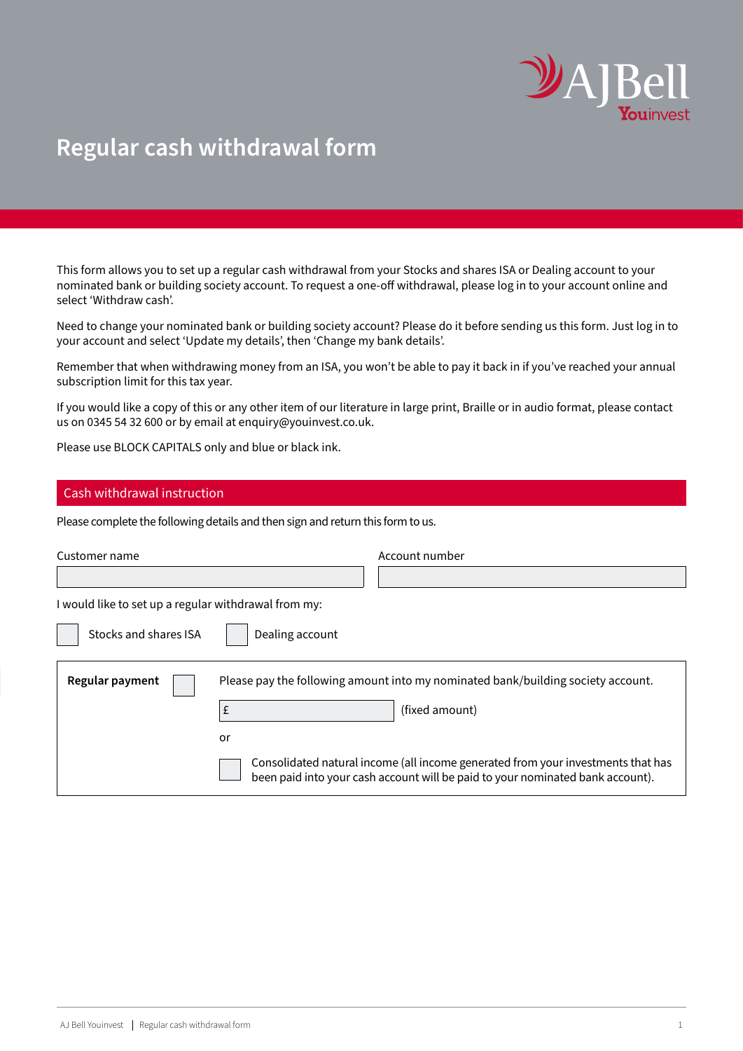# Regular cash withdrawal form

This form allows you to set up a regular cash withdrawal from your Stocks and shares ISA or Dealing account to your nominated bank or building society account. To request a one-off withdrawal, please log in to your account online and select 'Withdraw cash'.

Need to change your nominated bank or building society account? Please do it before sending us this form. Just log in to your account and select 'Update my details', then 'Change my bank details'.

Remember that when withdrawing money from an ISA, you won't be able to pay it back in if you've reached your annual subscription limit for this tax year.

If you would like a copy of this or any other item of our literature in large print, Braille or in audio format, please contact us on 0345 54 32 600 or by email at enquiry@youinvest.co.uk.

Please use BLOCK CAPITALS only and blue or black ink.

## Cash withdrawal instruction

Please complete the following details and then sign and return this form to us.

Customer name

Account number

I would like to set up a regular withdrawal from my:

☐ Stocks and shares ISA ☐ Dealing account

**Regular payment** ☐ Please pay the following amount into my nominated bank/building society account.

£ (fixed amount)

or

☐ Consolidated natural income (all income generated from your investments that has been paid into your cash account will be paid to your nominated bank account).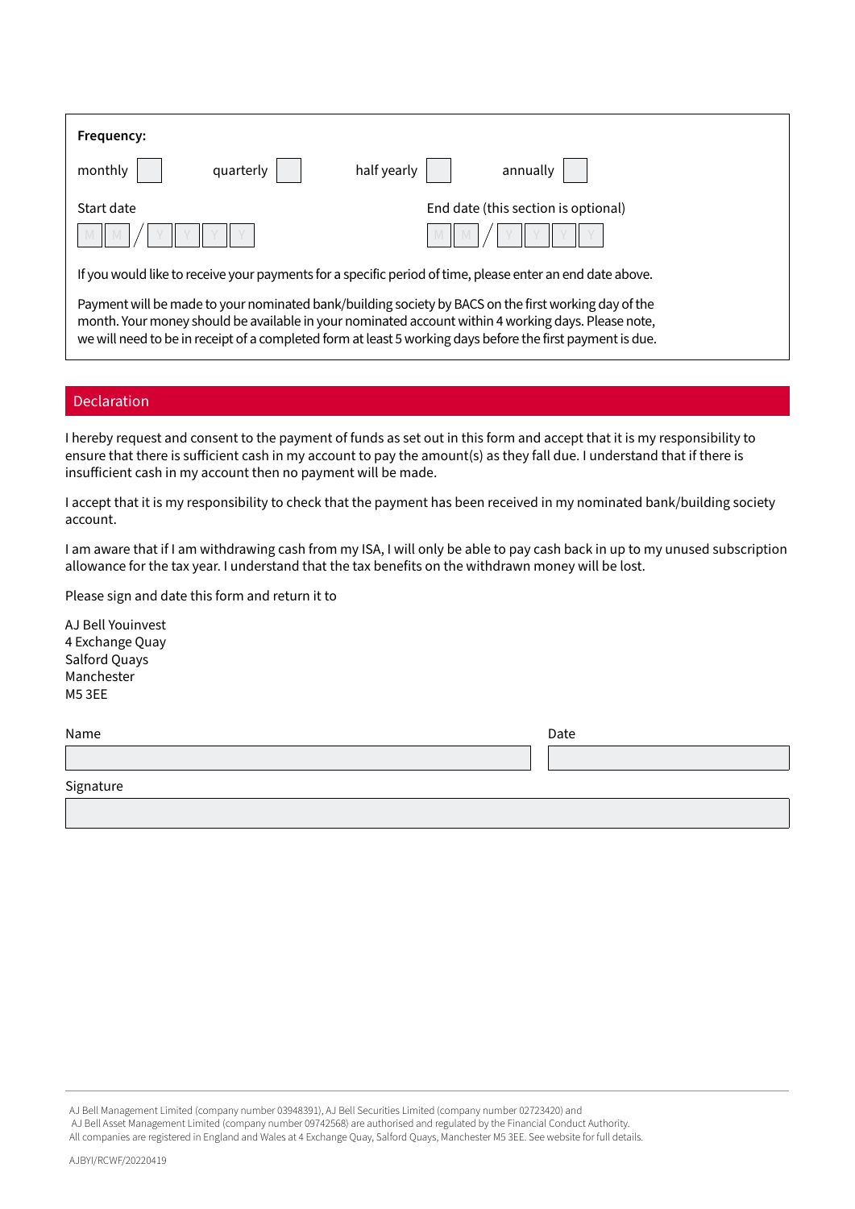**Frequency:**

monthly ☐ quarterly ☐ half yearly ☐ annually ☐

Start date

M M / Y Y Y Y

End date (this section is optional)

M M / Y Y Y Y

If you would like to receive your payments for a specific period of time, please enter an end date above.

Payment will be made to your nominated bank/building society by BACS on the first working day of the month. Your money should be available in your nominated account within 4 working days. Please note, we will need to be in receipt of a completed form at least 5 working days before the first payment is due.

## Declaration

I hereby request and consent to the payment of funds as set out in this form and accept that it is my responsibility to ensure that there is sufficient cash in my account to pay the amount(s) as they fall due. I understand that if there is insufficient cash in my account then no payment will be made.

I accept that it is my responsibility to check that the payment has been received in my nominated bank/building society account.

I am aware that if I am withdrawing cash from my ISA, I will only be able to pay cash back in up to my unused subscription allowance for the tax year. I understand that the tax benefits on the withdrawn money will be lost.

Please sign and date this form and return it to

AJ Bell Youinvest
4 Exchange Quay
Salford Quays
Manchester
M5 3EE

Name

Date

Signature

AJ Bell Management Limited (company number 03948391), AJ Bell Securities Limited (company number 02723420) and AJ Bell Asset Management Limited (company number 09742568) are authorised and regulated by the Financial Conduct Authority. All companies are registered in England and Wales at 4 Exchange Quay, Salford Quays, Manchester M5 3EE. See website for full details.

AJBYI/RCWF/20220419